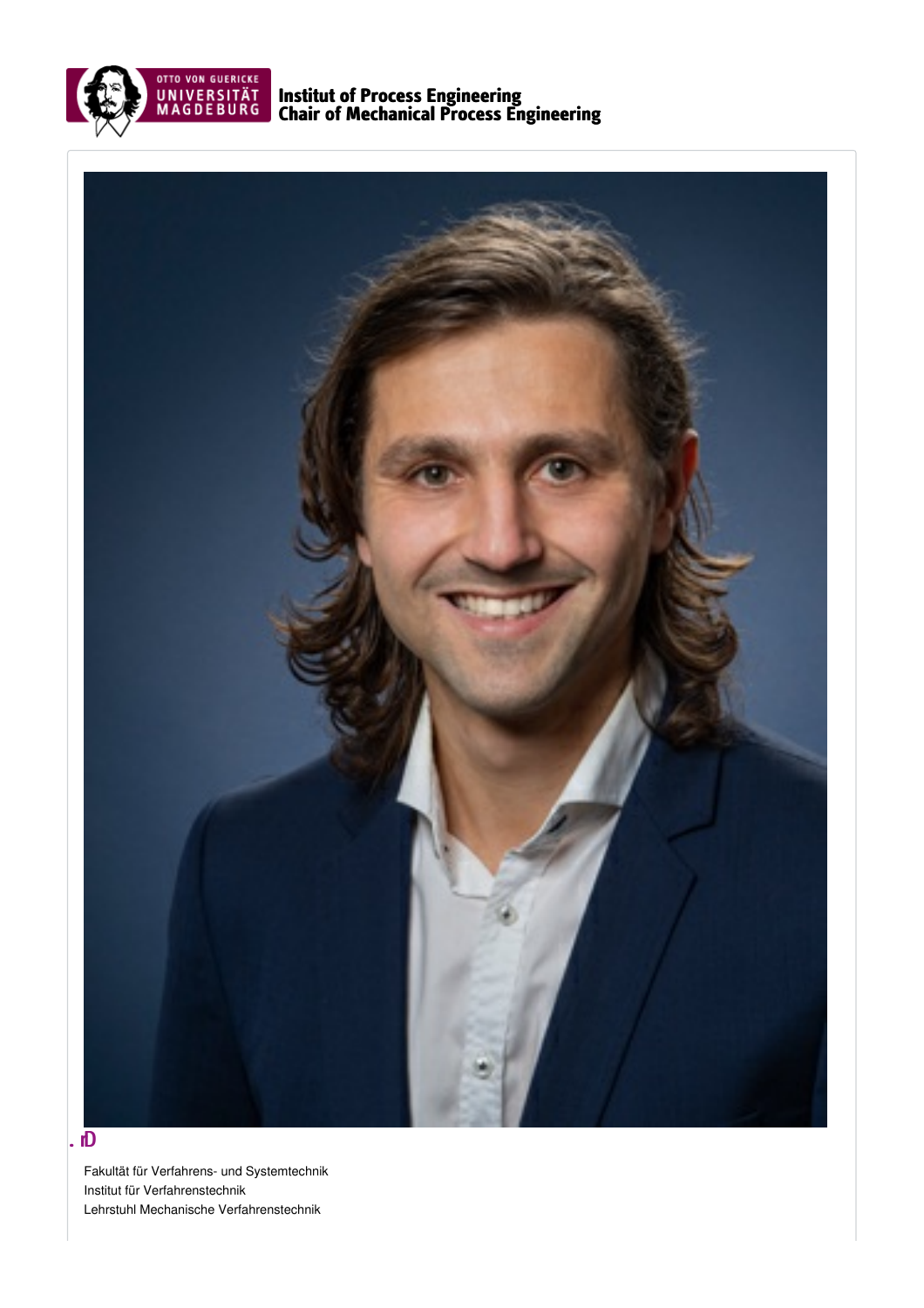Institut of Process Engineering
Chair of Mechanical Process Engineering

. rD

Fakultät für Verfahrens- und Systemtechnik
Institut für Verfahrenstechnik
Lehrstuhl Mechanische Verfahrenstechnik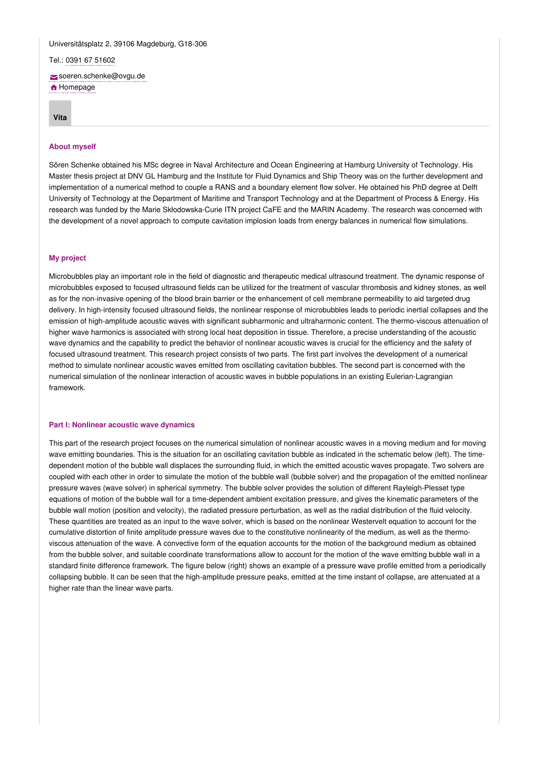Universitätsplatz 2, 39106 Magdeburg, G18-306

Tel.: 0391 67 51602

soeren.schenke@ovgu.de

Homepage

**Vita**

### About myself

Sören Schenke obtained his MSc degree in Naval Architecture and Ocean Engineering at Hamburg University of Technology. His Master thesis project at DNV GL Hamburg and the Institute for Fluid Dynamics and Ship Theory was on the further development and implementation of a numerical method to couple a RANS and a boundary element flow solver. He obtained his PhD degree at Delft University of Technology at the Department of Maritime and Transport Technology and at the Department of Process & Energy. His research was funded by the Marie Skłodowska-Curie ITN project CaFE and the MARIN Academy. The research was concerned with the development of a novel approach to compute cavitation implosion loads from energy balances in numerical flow simulations.

### My project

Microbubbles play an important role in the field of diagnostic and therapeutic medical ultrasound treatment. The dynamic response of microbubbles exposed to focused ultrasound fields can be utilized for the treatment of vascular thrombosis and kidney stones, as well as for the non-invasive opening of the blood brain barrier or the enhancement of cell membrane permeability to aid targeted drug delivery. In high-intensity focused ultrasound fields, the nonlinear response of microbubbles leads to periodic inertial collapses and the emission of high-amplitude acoustic waves with significant subharmonic and ultraharmonic content. The thermo-viscous attenuation of higher wave harmonics is associated with strong local heat deposition in tissue. Therefore, a precise understanding of the acoustic wave dynamics and the capability to predict the behavior of nonlinear acoustic waves is crucial for the efficiency and the safety of focused ultrasound treatment. This research project consists of two parts. The first part involves the development of a numerical method to simulate nonlinear acoustic waves emitted from oscillating cavitation bubbles. The second part is concerned with the numerical simulation of the nonlinear interaction of acoustic waves in bubble populations in an existing Eulerian-Lagrangian framework.

### Part I: Nonlinear acoustic wave dynamics

This part of the research project focuses on the numerical simulation of nonlinear acoustic waves in a moving medium and for moving wave emitting boundaries. This is the situation for an oscillating cavitation bubble as indicated in the schematic below (left). The time-dependent motion of the bubble wall displaces the surrounding fluid, in which the emitted acoustic waves propagate. Two solvers are coupled with each other in order to simulate the motion of the bubble wall (bubble solver) and the propagation of the emitted nonlinear pressure waves (wave solver) in spherical symmetry. The bubble solver provides the solution of different Rayleigh-Plesset type equations of motion of the bubble wall for a time-dependent ambient excitation pressure, and gives the kinematic parameters of the bubble wall motion (position and velocity), the radiated pressure perturbation, as well as the radial distribution of the fluid velocity. These quantities are treated as an input to the wave solver, which is based on the nonlinear Westervelt equation to account for the cumulative distortion of finite amplitude pressure waves due to the constitutive nonlinearity of the medium, as well as the thermo-viscous attenuation of the wave. A convective form of the equation accounts for the motion of the background medium as obtained from the bubble solver, and suitable coordinate transformations allow to account for the motion of the wave emitting bubble wall in a standard finite difference framework. The figure below (right) shows an example of a pressure wave profile emitted from a periodically collapsing bubble. It can be seen that the high-amplitude pressure peaks, emitted at the time instant of collapse, are attenuated at a higher rate than the linear wave parts.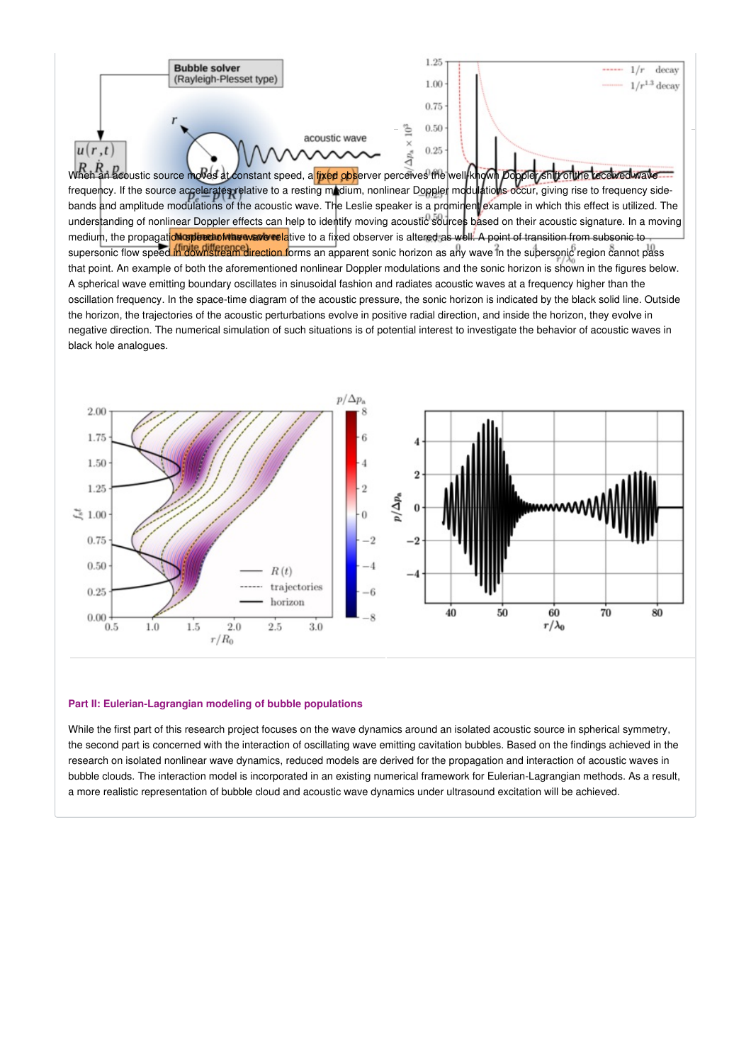Bubble solver
(Rayleigh-Plesset type)

$u(r,t)$

$R, \dot{R}, p$

$r$

$R(t)$

acoustic wave

$p_e = p(R)$

$p(r,t)$

Navier-Stokes equations
(finite difference)

1.25
1.00
0.75
0.50
0.25
0.00
−0.25
−0.50

$p/\Delta p_a \times 10^3$

$1/r$ decay
$1/r^{1.3}$ decay

0
2
4
6
8
10
$r/\lambda_0$

When an acoustic source moves at constant speed, a fixed observer perceives the well-known Doppler shift of the received wave frequency. If the source accelerates relative to a resting medium, nonlinear Doppler modulations occur, giving rise to frequency side-bands and amplitude modulations of the acoustic wave. The Leslie speaker is a prominent example in which this effect is utilized. The understanding of nonlinear Doppler effects can help to identify moving acoustic sources based on their acoustic signature. In a moving medium, the propagation speed of the wave relative to a fixed observer is altered as well. A point of transition from subsonic to supersonic flow speed in downstream direction forms an apparent sonic horizon as any wave in the supersonic region cannot pass that point. An example of both the aforementioned nonlinear Doppler modulations and the sonic horizon is shown in the figures below. A spherical wave emitting boundary oscillates in sinusoidal fashion and radiates acoustic waves at a frequency higher than the oscillation frequency. In the space-time diagram of the acoustic pressure, the sonic horizon is indicated by the black solid line. Outside the horizon, the trajectories of the acoustic perturbations evolve in positive radial direction, and inside the horizon, they evolve in negative direction. The numerical simulation of such situations is of potential interest to investigate the behavior of acoustic waves in black hole analogues.

2.00
1.75
1.50
1.25
1.00
0.75
0.50
0.25
0.00

$f_s t$

0.5
1.0
1.5
2.0
2.5
3.0

$r/R_0$

$R(t)$
trajectories
horizon

$p/\Delta p_a$

8
6
4
2
0
−2
−4
−6
−8

4
2
0
−2
−4

$p/\Delta p_a$

40
50
60
70
80

$r/\lambda_0$

### Part II: Eulerian-Lagrangian modeling of bubble populations

While the first part of this research project focuses on the wave dynamics around an isolated acoustic source in spherical symmetry, the second part is concerned with the interaction of oscillating wave emitting cavitation bubbles. Based on the findings achieved in the research on isolated nonlinear wave dynamics, reduced models are derived for the propagation and interaction of acoustic waves in bubble clouds. The interaction model is incorporated in an existing numerical framework for Eulerian-Lagrangian methods. As a result, a more realistic representation of bubble cloud and acoustic wave dynamics under ultrasound excitation will be achieved.